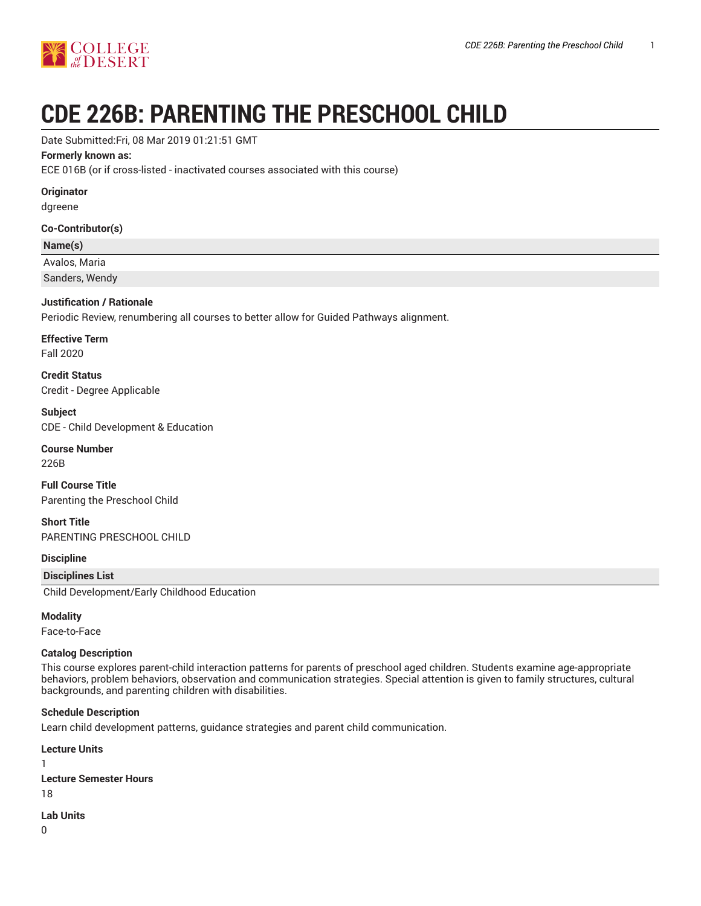# CDE 226B: PARENTING THE PRESCHOOL CHILD

Date Submitted:Fri, 08 Mar 2019 01:21:51 GMT

**Formerly known as:**

ECE 016B (or if cross-listed - inactivated courses associated with this course)

**Originator**

dgreene

**Co-Contributor(s)**

| Name(s) |
|---|
| Avalos, Maria |
| Sanders, Wendy |

**Justification / Rationale**

Periodic Review, renumbering all courses to better allow for Guided Pathways alignment.

**Effective Term**

Fall 2020

**Credit Status**

Credit - Degree Applicable

**Subject**

CDE - Child Development & Education

**Course Number**

226B

**Full Course Title**

Parenting the Preschool Child

**Short Title**

PARENTING PRESCHOOL CHILD

**Discipline**

| Disciplines List |
|---|
| Child Development/Early Childhood Education |

**Modality**

Face-to-Face

**Catalog Description**

This course explores parent-child interaction patterns for parents of preschool aged children. Students examine age-appropriate behaviors, problem behaviors, observation and communication strategies. Special attention is given to family structures, cultural backgrounds, and parenting children with disabilities.

**Schedule Description**

Learn child development patterns, guidance strategies and parent child communication.

**Lecture Units**

1

**Lecture Semester Hours**

18

**Lab Units**

0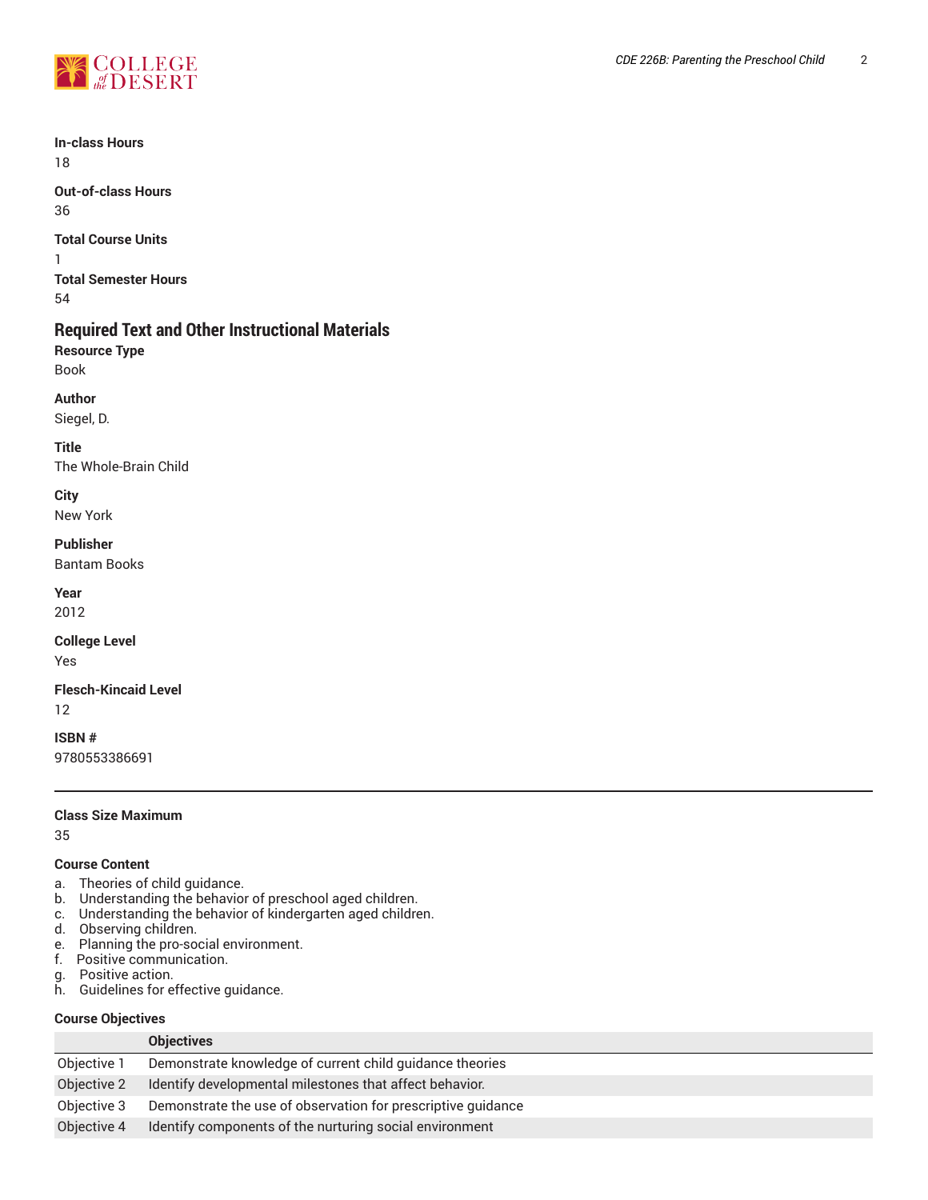**In-class Hours**

18

**Out-of-class Hours**

36

**Total Course Units**

1

**Total Semester Hours**

54

## Required Text and Other Instructional Materials

**Resource Type**

Book

**Author**

Siegel, D.

**Title**

The Whole-Brain Child

**City**

New York

**Publisher**

Bantam Books

**Year**

2012

**College Level**

Yes

**Flesch-Kincaid Level**

12

**ISBN #**

9780553386691

---

**Class Size Maximum**

35

**Course Content**

a. Theories of child guidance.
b. Understanding the behavior of preschool aged children.
c. Understanding the behavior of kindergarten aged children.
d. Observing children.
e. Planning the pro-social environment.
f. Positive communication.
g. Positive action.
h. Guidelines for effective guidance.

**Course Objectives**

| | Objectives |
|---|---|
| Objective 1 | Demonstrate knowledge of current child guidance theories |
| Objective 2 | Identify developmental milestones that affect behavior. |
| Objective 3 | Demonstrate the use of observation for prescriptive guidance |
| Objective 4 | Identify components of the nurturing social environment |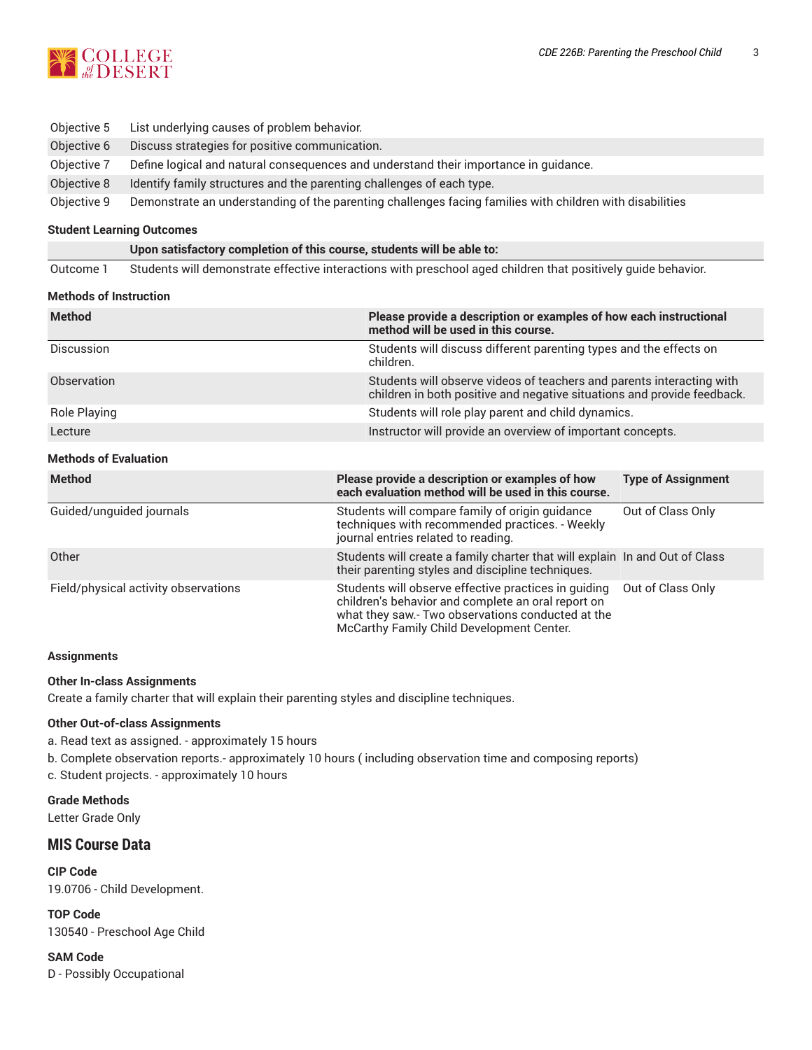| | |
|---|---|
| Objective 5 | List underlying causes of problem behavior. |
| Objective 6 | Discuss strategies for positive communication. |
| Objective 7 | Define logical and natural consequences and understand their importance in guidance. |
| Objective 8 | Identify family structures and the parenting challenges of each type. |
| Objective 9 | Demonstrate an understanding of the parenting challenges facing families with children with disabilities |

#### Student Learning Outcomes

| | Upon satisfactory completion of this course, students will be able to: |
|---|---|
| Outcome 1 | Students will demonstrate effective interactions with preschool aged children that positively guide behavior. |

#### Methods of Instruction

| Method | Please provide a description or examples of how each instructional method will be used in this course. |
|---|---|
| Discussion | Students will discuss different parenting types and the effects on children. |
| Observation | Students will observe videos of teachers and parents interacting with children in both positive and negative situations and provide feedback. |
| Role Playing | Students will role play parent and child dynamics. |
| Lecture | Instructor will provide an overview of important concepts. |

#### Methods of Evaluation

| Method | Please provide a description or examples of how each evaluation method will be used in this course. | Type of Assignment |
|---|---|---|
| Guided/unguided journals | Students will compare family of origin guidance techniques with recommended practices. - Weekly journal entries related to reading. | Out of Class Only |
| Other | Students will create a family charter that will explain their parenting styles and discipline techniques. | In and Out of Class |
| Field/physical activity observations | Students will observe effective practices in guiding children's behavior and complete an oral report on what they saw.- Two observations conducted at the McCarthy Family Child Development Center. | Out of Class Only |

#### Assignments

**Other In-class Assignments**

Create a family charter that will explain their parenting styles and discipline techniques.

**Other Out-of-class Assignments**

a. Read text as assigned. - approximately 15 hours

b. Complete observation reports.- approximately 10 hours ( including observation time and composing reports)

c. Student projects. - approximately 10 hours

#### Grade Methods

Letter Grade Only

## MIS Course Data

**CIP Code**

19.0706 - Child Development.

**TOP Code**

130540 - Preschool Age Child

**SAM Code**

D - Possibly Occupational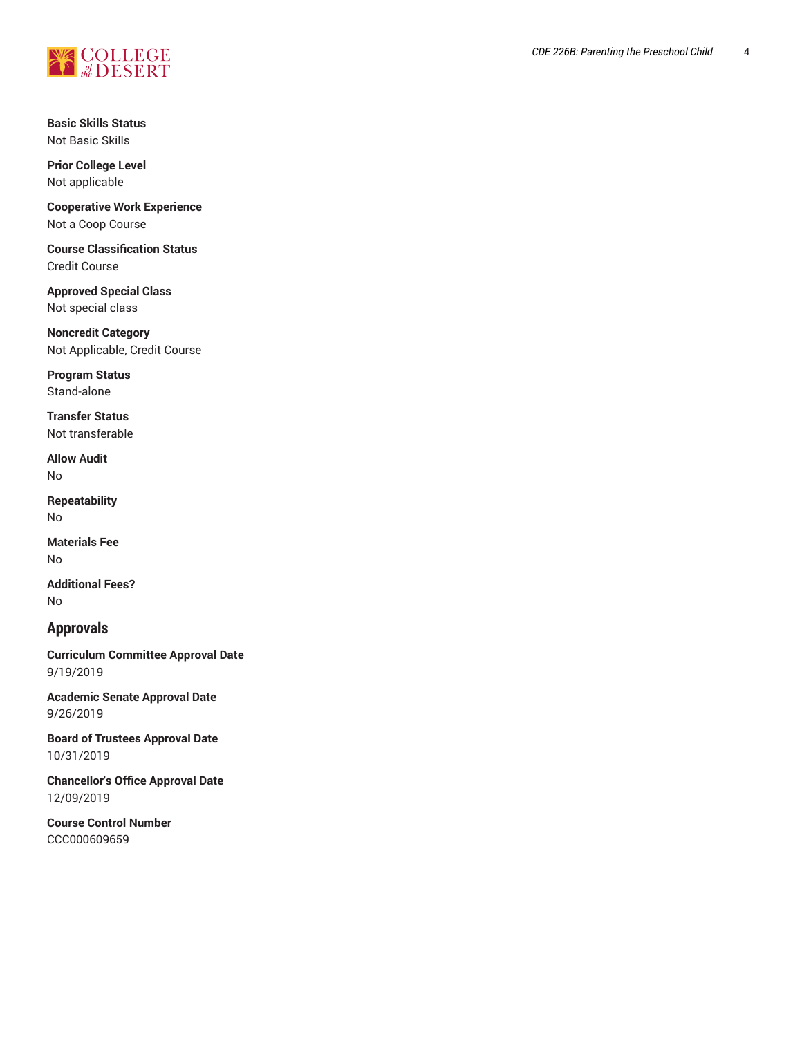**Basic Skills Status**
Not Basic Skills

**Prior College Level**
Not applicable

**Cooperative Work Experience**
Not a Coop Course

**Course Classification Status**
Credit Course

**Approved Special Class**
Not special class

**Noncredit Category**
Not Applicable, Credit Course

**Program Status**
Stand-alone

**Transfer Status**
Not transferable

**Allow Audit**
No

**Repeatability**
No

**Materials Fee**
No

**Additional Fees?**
No

## Approvals

**Curriculum Committee Approval Date**
9/19/2019

**Academic Senate Approval Date**
9/26/2019

**Board of Trustees Approval Date**
10/31/2019

**Chancellor's Office Approval Date**
12/09/2019

**Course Control Number**
CCC000609659